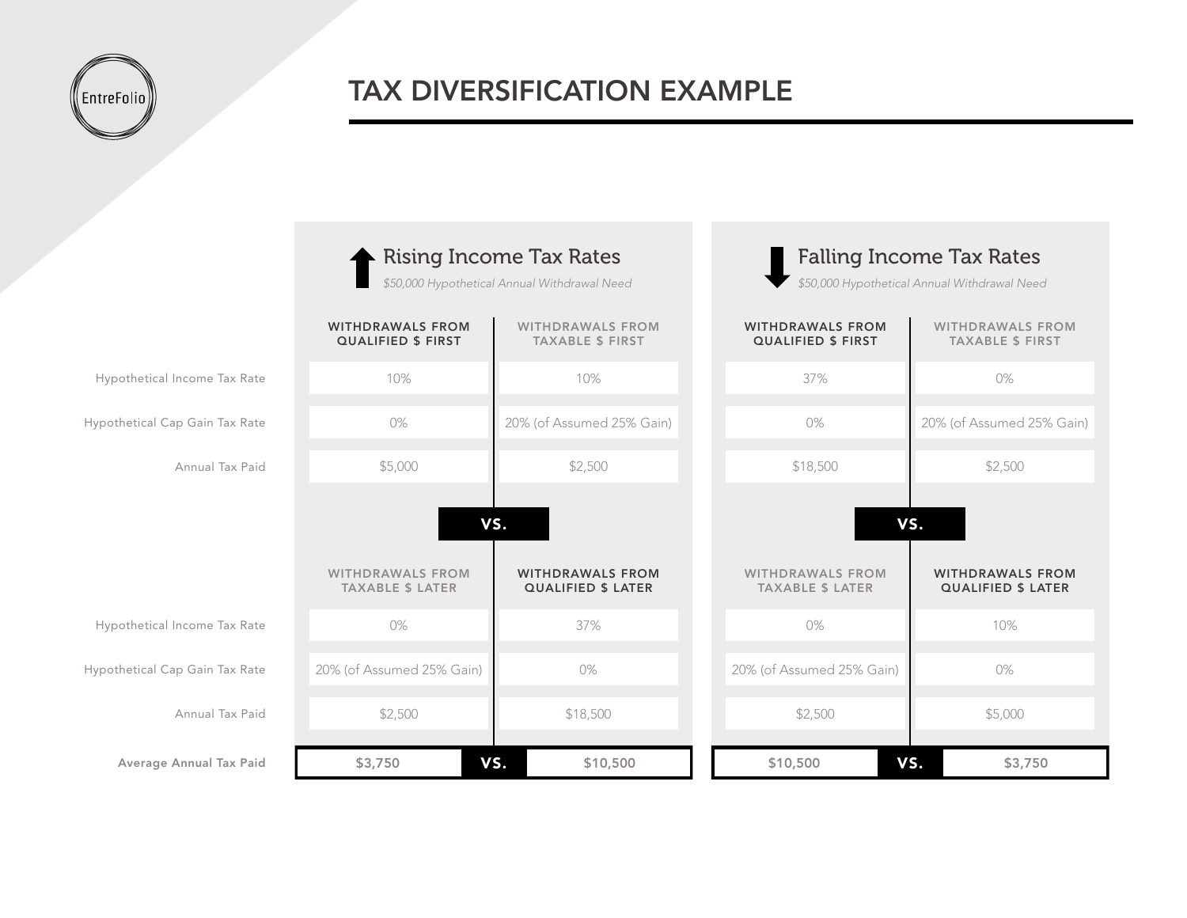# TAX DIVERSIFICATION EXAMPLE

## Rising Income Tax Rates

*$50,000 Hypothetical Annual Withdrawal Need*

| | WITHDRAWALS FROM QUALIFIED $ FIRST | WITHDRAWALS FROM TAXABLE $ FIRST |
|---|---|---|
| Hypothetical Income Tax Rate | 10% | 10% |
| Hypothetical Cap Gain Tax Rate | 0% | 20% (of Assumed 25% Gain) |
| Annual Tax Paid | $5,000 | $2,500 |

**VS.**

| | WITHDRAWALS FROM TAXABLE $ LATER | WITHDRAWALS FROM QUALIFIED $ LATER |
|---|---|---|
| Hypothetical Income Tax Rate | 0% | 37% |
| Hypothetical Cap Gain Tax Rate | 20% (of Assumed 25% Gain) | 0% |
| Annual Tax Paid | $2,500 | $18,500 |
| **Average Annual Tax Paid** | **$3,750** | **$10,500** |

## Falling Income Tax Rates

*$50,000 Hypothetical Annual Withdrawal Need*

| | WITHDRAWALS FROM QUALIFIED $ FIRST | WITHDRAWALS FROM TAXABLE $ FIRST |
|---|---|---|
| Hypothetical Income Tax Rate | 37% | 0% |
| Hypothetical Cap Gain Tax Rate | 0% | 20% (of Assumed 25% Gain) |
| Annual Tax Paid | $18,500 | $2,500 |

**VS.**

| | WITHDRAWALS FROM TAXABLE $ LATER | WITHDRAWALS FROM QUALIFIED $ LATER |
|---|---|---|
| Hypothetical Income Tax Rate | 0% | 10% |
| Hypothetical Cap Gain Tax Rate | 20% (of Assumed 25% Gain) | 0% |
| Annual Tax Paid | $2,500 | $5,000 |
| **Average Annual Tax Paid** | **$10,500** | **$3,750** |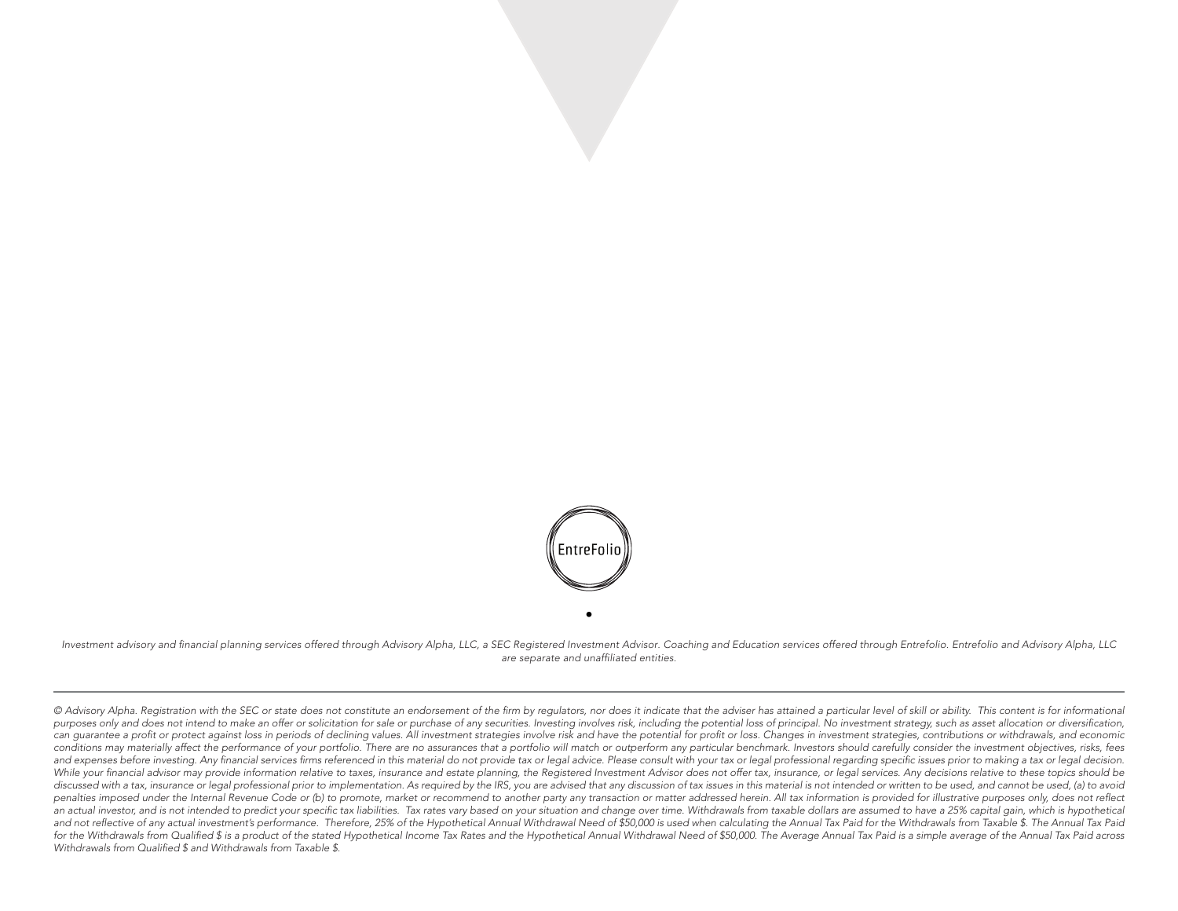EntreFolio

*Investment advisory and financial planning services offered through Advisory Alpha, LLC, a SEC Registered Investment Advisor. Coaching and Education services offered through Entrefolio. Entrefolio and Advisory Alpha, LLC are separate and unaffiliated entities.*

---

*© Advisory Alpha. Registration with the SEC or state does not constitute an endorsement of the firm by regulators, nor does it indicate that the adviser has attained a particular level of skill or ability. This content is for informational purposes only and does not intend to make an offer or solicitation for sale or purchase of any securities. Investing involves risk, including the potential loss of principal. No investment strategy, such as asset allocation or diversification, can guarantee a profit or protect against loss in periods of declining values. All investment strategies involve risk and have the potential for profit or loss. Changes in investment strategies, contributions or withdrawals, and economic conditions may materially affect the performance of your portfolio. There are no assurances that a portfolio will match or outperform any particular benchmark. Investors should carefully consider the investment objectives, risks, fees and expenses before investing. Any financial services firms referenced in this material do not provide tax or legal advice. Please consult with your tax or legal professional regarding specific issues prior to making a tax or legal decision. While your financial advisor may provide information relative to taxes, insurance and estate planning, the Registered Investment Advisor does not offer tax, insurance, or legal services. Any decisions relative to these topics should be discussed with a tax, insurance or legal professional prior to implementation. As required by the IRS, you are advised that any discussion of tax issues in this material is not intended or written to be used, and cannot be used, (a) to avoid penalties imposed under the Internal Revenue Code or (b) to promote, market or recommend to another party any transaction or matter addressed herein. All tax information is provided for illustrative purposes only, does not reflect an actual investor, and is not intended to predict your specific tax liabilities. Tax rates vary based on your situation and change over time. Withdrawals from taxable dollars are assumed to have a 25% capital gain, which is hypothetical and not reflective of any actual investment's performance. Therefore, 25% of the Hypothetical Annual Withdrawal Need of $50,000 is used when calculating the Annual Tax Paid for the Withdrawals from Taxable $. The Annual Tax Paid for the Withdrawals from Qualified $ is a product of the stated Hypothetical Income Tax Rates and the Hypothetical Annual Withdrawal Need of $50,000. The Average Annual Tax Paid is a simple average of the Annual Tax Paid across Withdrawals from Qualified $ and Withdrawals from Taxable $.*